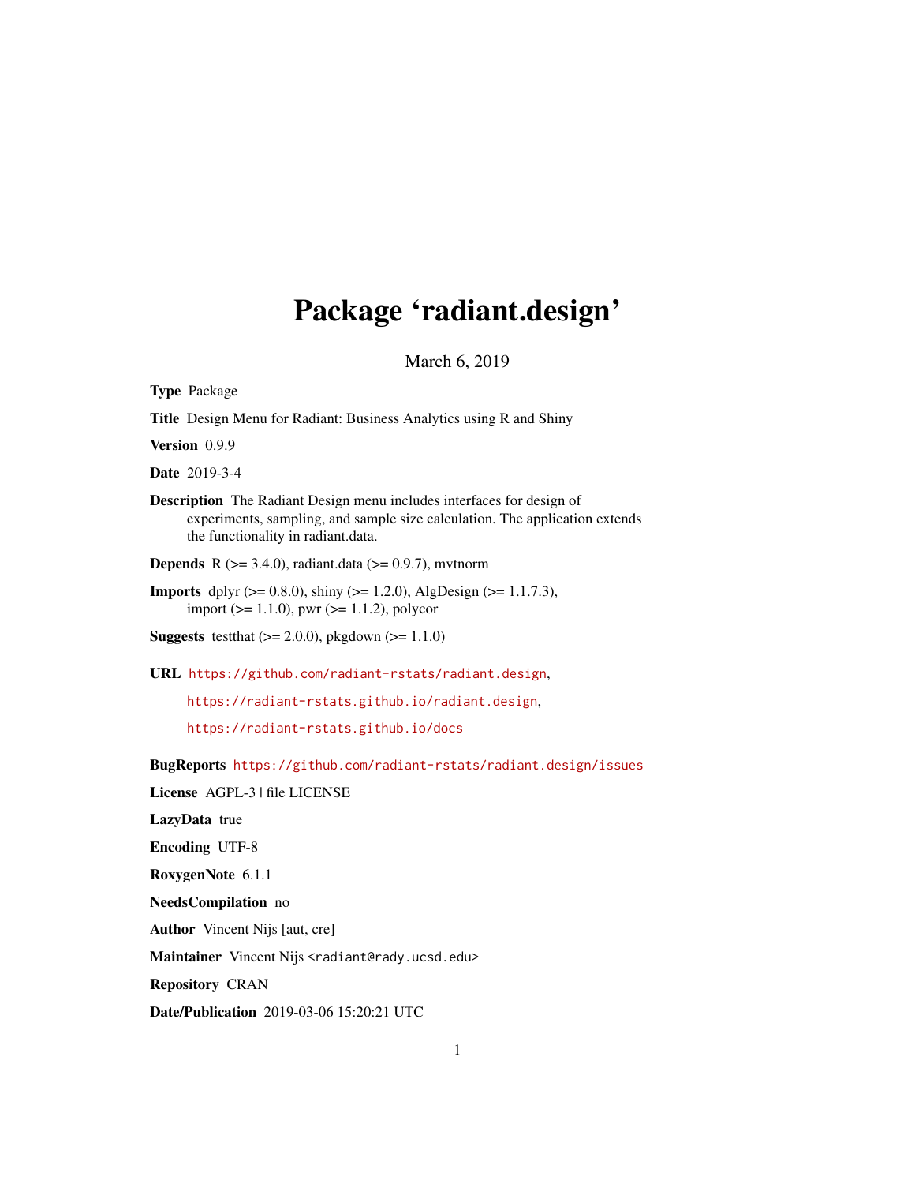# Package 'radiant.design'

March 6, 2019

**Type** Package

**Title** Design Menu for Radiant: Business Analytics using R and Shiny

**Version** 0.9.9

**Date** 2019-3-4

**Description** The Radiant Design menu includes interfaces for design of experiments, sampling, and sample size calculation. The application extends the functionality in radiant.data.

**Depends** R (>= 3.4.0), radiant.data (>= 0.9.7), mvtnorm

**Imports** dplyr (>= 0.8.0), shiny (>= 1.2.0), AlgDesign (>= 1.1.7.3), import (>= 1.1.0), pwr (>= 1.1.2), polycor

**Suggests** testthat (>= 2.0.0), pkgdown (>= 1.1.0)

**URL** https://github.com/radiant-rstats/radiant.design,
https://radiant-rstats.github.io/radiant.design,
https://radiant-rstats.github.io/docs

**BugReports** https://github.com/radiant-rstats/radiant.design/issues

**License** AGPL-3 | file LICENSE

**LazyData** true

**Encoding** UTF-8

**RoxygenNote** 6.1.1

**NeedsCompilation** no

**Author** Vincent Nijs [aut, cre]

**Maintainer** Vincent Nijs <radiant@rady.ucsd.edu>

**Repository** CRAN

**Date/Publication** 2019-03-06 15:20:21 UTC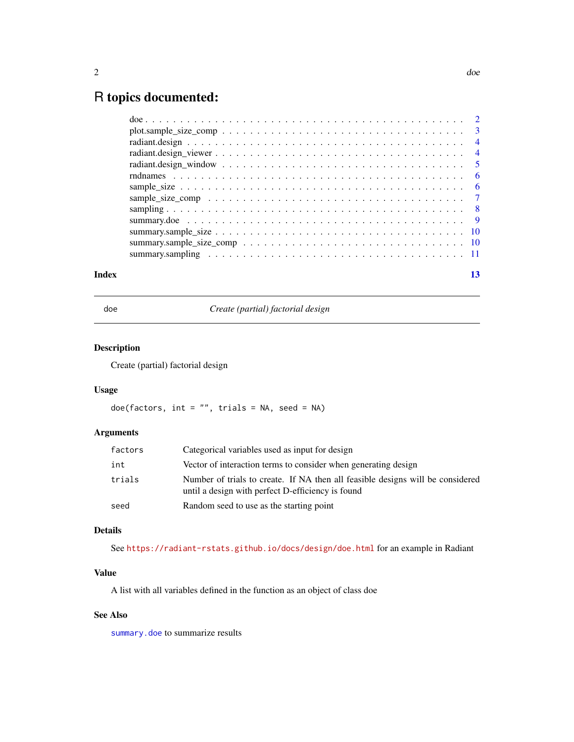# R topics documented:

| | |
|---|---|
| doe | 2 |
| plot.sample_size_comp | 3 |
| radiant.design | 4 |
| radiant.design_viewer | 4 |
| radiant.design_window | 5 |
| rndnames | 6 |
| sample_size | 6 |
| sample_size_comp | 7 |
| sampling | 8 |
| summary.doe | 9 |
| summary.sample_size | 10 |
| summary.sample_size_comp | 10 |
| summary.sampling | 11 |

**Index** 13

---

## doe — *Create (partial) factorial design*

---

### Description

Create (partial) factorial design

### Usage

```
doe(factors, int = "", trials = NA, seed = NA)
```

### Arguments

| | |
|---|---|
| `factors` | Categorical variables used as input for design |
| `int` | Vector of interaction terms to consider when generating design |
| `trials` | Number of trials to create. If NA then all feasible designs will be considered until a design with perfect D-efficiency is found |
| `seed` | Random seed to use as the starting point |

### Details

See https://radiant-rstats.github.io/docs/design/doe.html for an example in Radiant

### Value

A list with all variables defined in the function as an object of class doe

### See Also

`summary.doe` to summarize results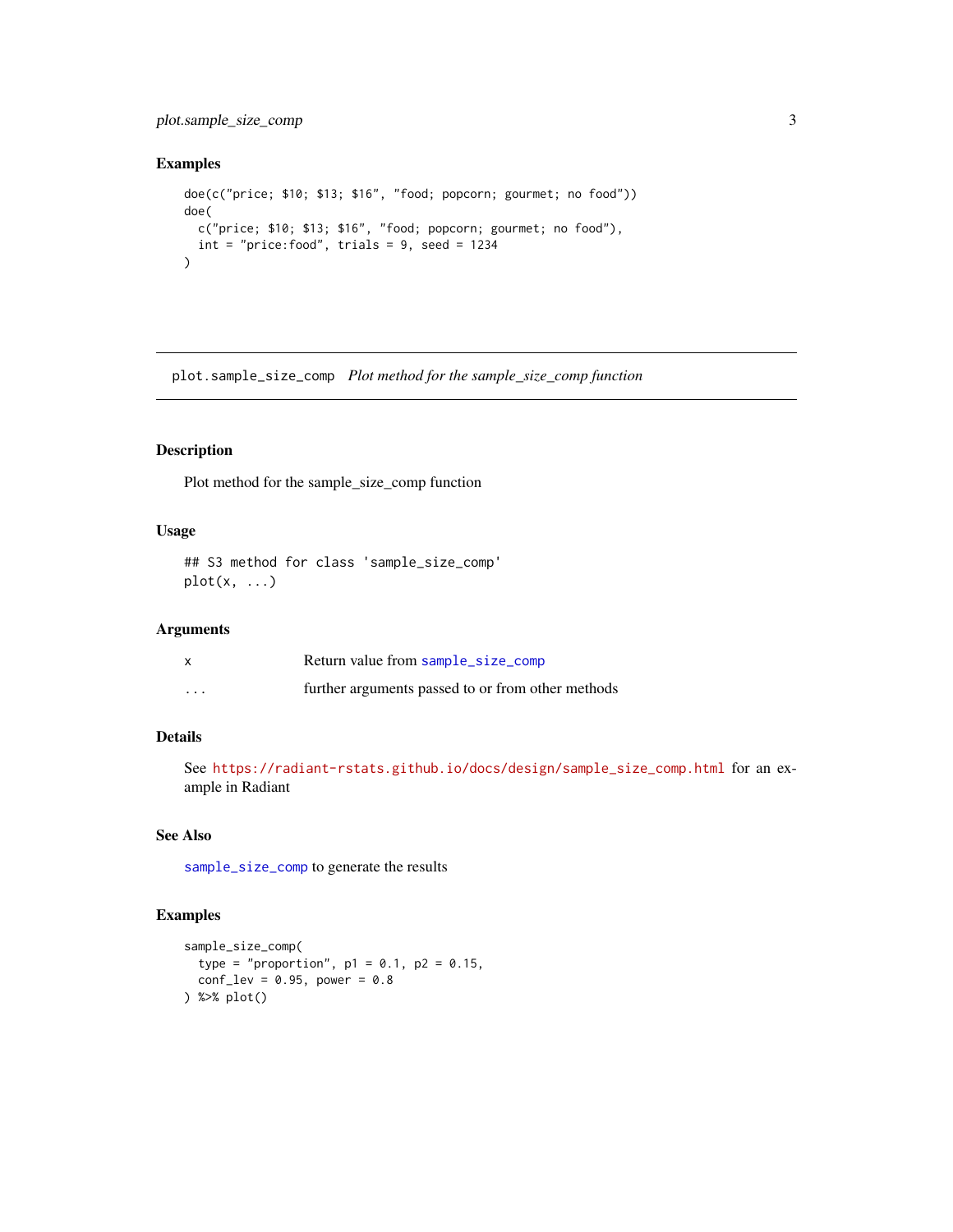## Examples

```
doe(c("price; $10; $13; $16", "food; popcorn; gourmet; no food"))
doe(
  c("price; $10; $13; $16", "food; popcorn; gourmet; no food"),
  int = "price:food", trials = 9, seed = 1234
)
```

---

# plot.sample_size_comp *Plot method for the sample_size_comp function*

---

## Description

Plot method for the sample_size_comp function

## Usage

```
## S3 method for class 'sample_size_comp'
plot(x, ...)
```

## Arguments

| | |
|---|---|
| x | Return value from `sample_size_comp` |
| ... | further arguments passed to or from other methods |

## Details

See https://radiant-rstats.github.io/docs/design/sample_size_comp.html for an example in Radiant

## See Also

`sample_size_comp` to generate the results

## Examples

```
sample_size_comp(
  type = "proportion", p1 = 0.1, p2 = 0.15,
  conf_lev = 0.95, power = 0.8
) %>% plot()
```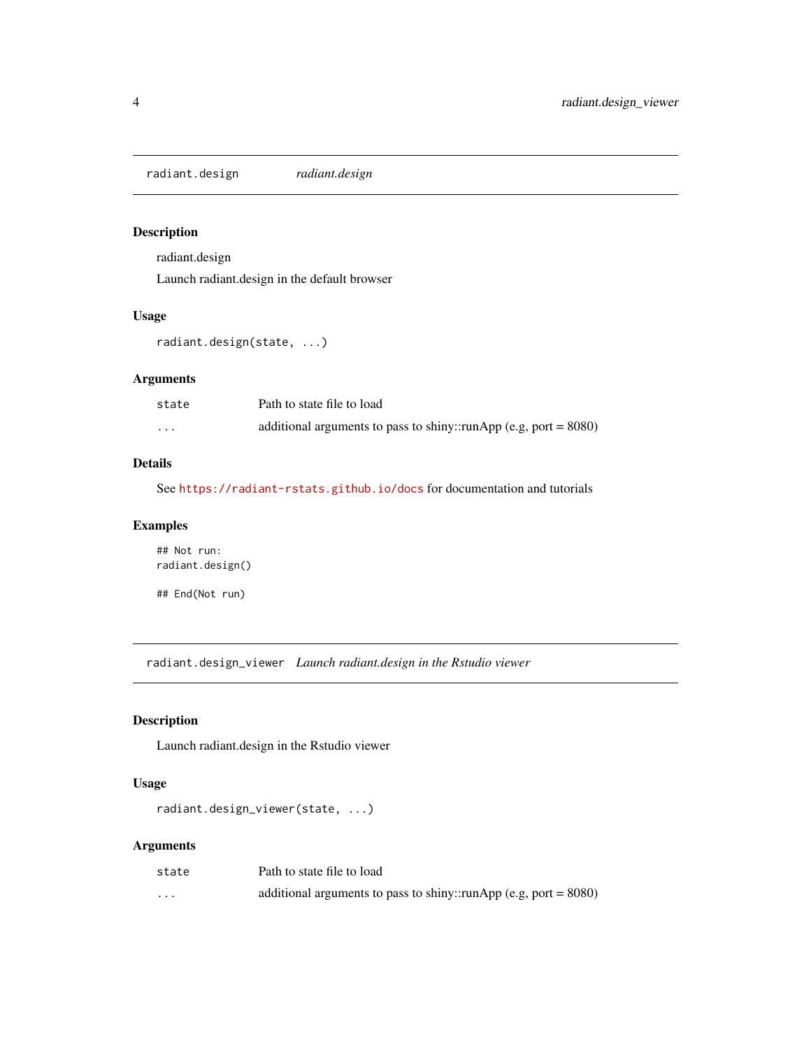## radiant.design — *radiant.design*

### Description

radiant.design

Launch radiant.design in the default browser

### Usage

```
radiant.design(state, ...)
```

### Arguments

| | |
|---|---|
| `state` | Path to state file to load |
| `...` | additional arguments to pass to shiny::runApp (e.g, port = 8080) |

### Details

See https://radiant-rstats.github.io/docs for documentation and tutorials

### Examples

```
## Not run:
radiant.design()

## End(Not run)
```

## radiant.design_viewer — *Launch radiant.design in the Rstudio viewer*

### Description

Launch radiant.design in the Rstudio viewer

### Usage

```
radiant.design_viewer(state, ...)
```

### Arguments

| | |
|---|---|
| `state` | Path to state file to load |
| `...` | additional arguments to pass to shiny::runApp (e.g, port = 8080) |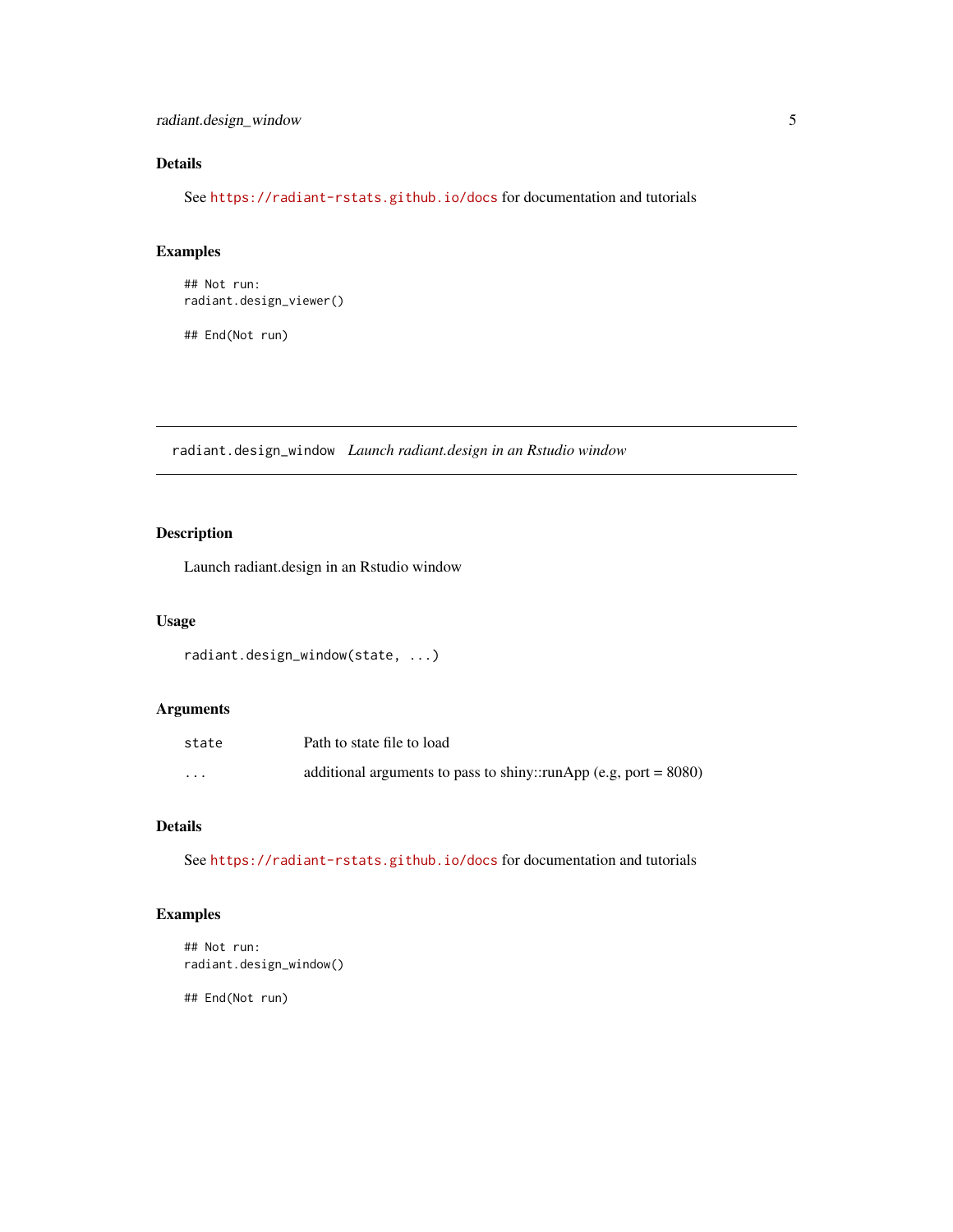### Details

See https://radiant-rstats.github.io/docs for documentation and tutorials

### Examples

```
## Not run:
radiant.design_viewer()

## End(Not run)
```

---

## radiant.design_window *Launch radiant.design in an Rstudio window*

---

### Description

Launch radiant.design in an Rstudio window

### Usage

```
radiant.design_window(state, ...)
```

### Arguments

| | |
|---|---|
| state | Path to state file to load |
| ... | additional arguments to pass to shiny::runApp (e.g, port = 8080) |

### Details

See https://radiant-rstats.github.io/docs for documentation and tutorials

### Examples

```
## Not run:
radiant.design_window()

## End(Not run)
```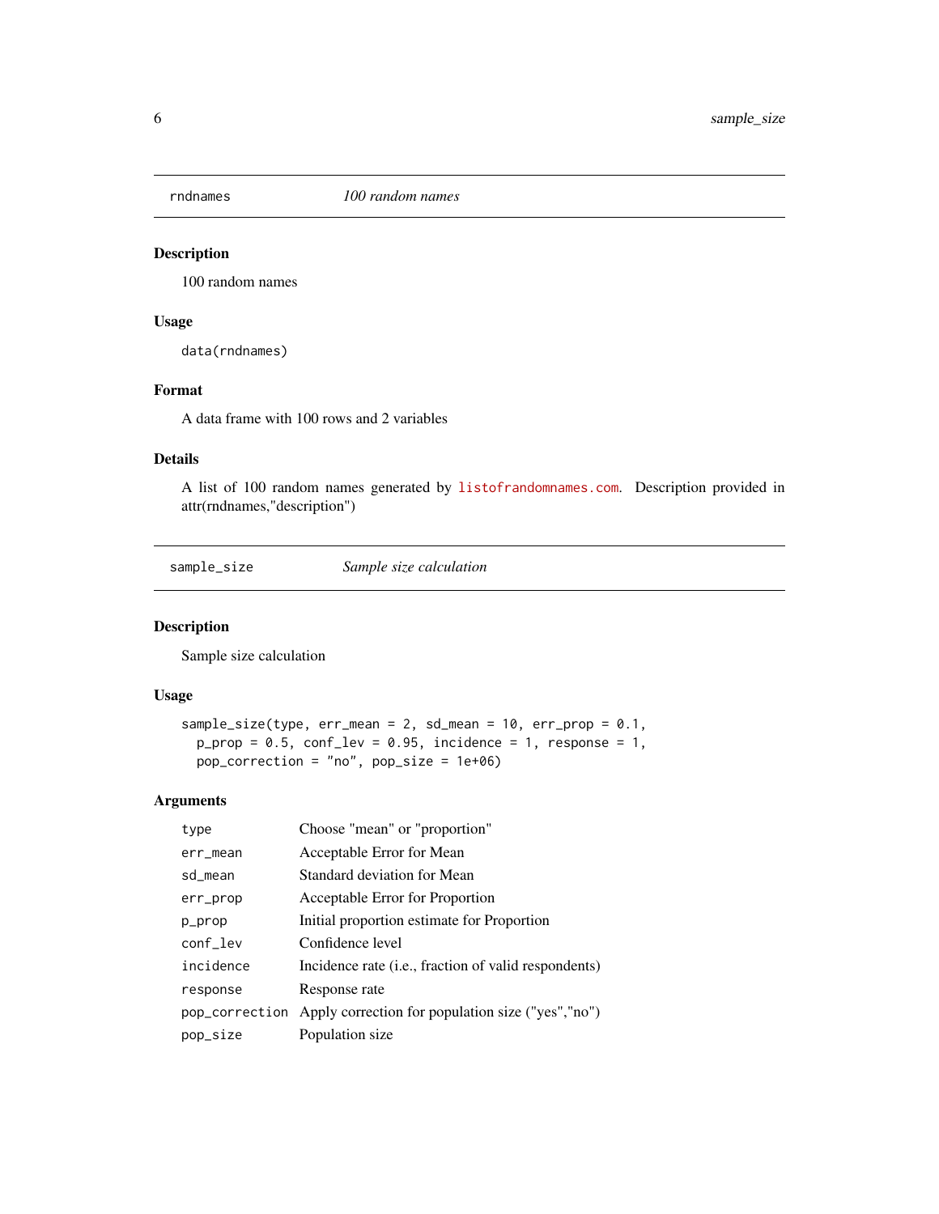## rndnames — *100 random names*

### Description

100 random names

### Usage

```
data(rndnames)
```

### Format

A data frame with 100 rows and 2 variables

### Details

A list of 100 random names generated by listofrandomnames.com. Description provided in attr(rndnames,"description")

## sample_size — *Sample size calculation*

### Description

Sample size calculation

### Usage

```
sample_size(type, err_mean = 2, sd_mean = 10, err_prop = 0.1,
  p_prop = 0.5, conf_lev = 0.95, incidence = 1, response = 1,
  pop_correction = "no", pop_size = 1e+06)
```

### Arguments

| | |
|---|---|
| type | Choose "mean" or "proportion" |
| err_mean | Acceptable Error for Mean |
| sd_mean | Standard deviation for Mean |
| err_prop | Acceptable Error for Proportion |
| p_prop | Initial proportion estimate for Proportion |
| conf_lev | Confidence level |
| incidence | Incidence rate (i.e., fraction of valid respondents) |
| response | Response rate |
| pop_correction | Apply correction for population size ("yes","no") |
| pop_size | Population size |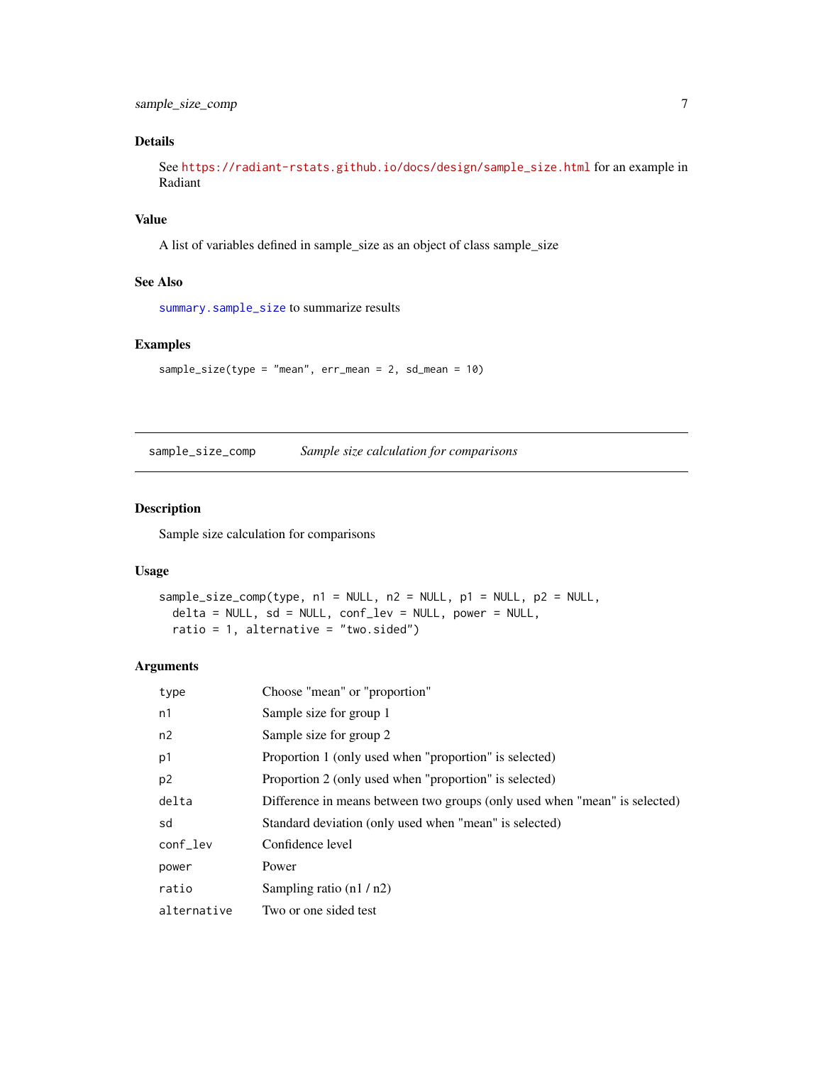### Details

See https://radiant-rstats.github.io/docs/design/sample_size.html for an example in Radiant

### Value

A list of variables defined in sample_size as an object of class sample_size

### See Also

summary.sample_size to summarize results

### Examples

```
sample_size(type = "mean", err_mean = 2, sd_mean = 10)
```

---

## sample_size_comp — *Sample size calculation for comparisons*

---

### Description

Sample size calculation for comparisons

### Usage

```
sample_size_comp(type, n1 = NULL, n2 = NULL, p1 = NULL, p2 = NULL,
  delta = NULL, sd = NULL, conf_lev = NULL, power = NULL,
  ratio = 1, alternative = "two.sided")
```

### Arguments

| | |
|---|---|
| type | Choose "mean" or "proportion" |
| n1 | Sample size for group 1 |
| n2 | Sample size for group 2 |
| p1 | Proportion 1 (only used when "proportion" is selected) |
| p2 | Proportion 2 (only used when "proportion" is selected) |
| delta | Difference in means between two groups (only used when "mean" is selected) |
| sd | Standard deviation (only used when "mean" is selected) |
| conf_lev | Confidence level |
| power | Power |
| ratio | Sampling ratio (n1 / n2) |
| alternative | Two or one sided test |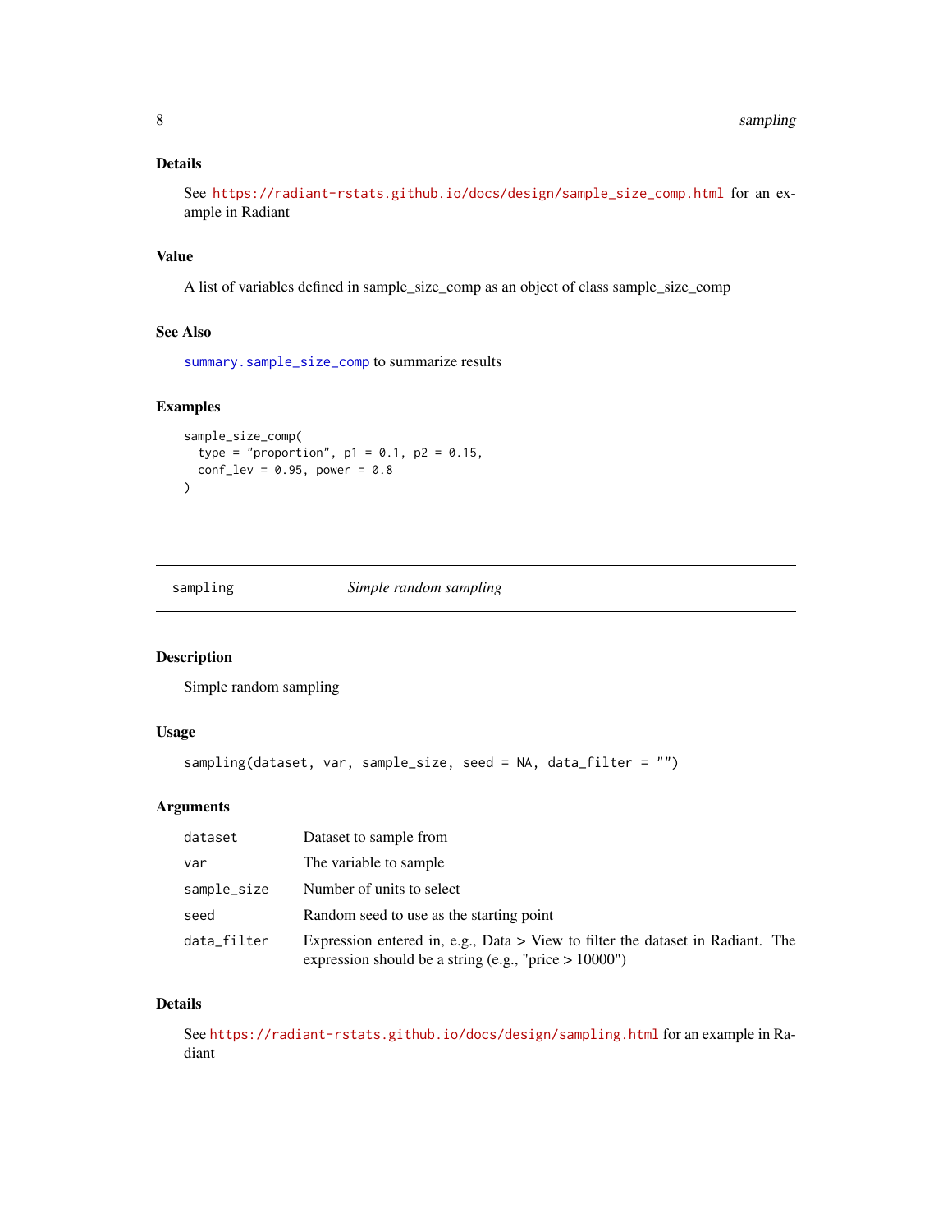### Details

See https://radiant-rstats.github.io/docs/design/sample_size_comp.html for an example in Radiant

### Value

A list of variables defined in sample_size_comp as an object of class sample_size_comp

### See Also

`summary.sample_size_comp` to summarize results

### Examples

```
sample_size_comp(
  type = "proportion", p1 = 0.1, p2 = 0.15,
  conf_lev = 0.95, power = 0.8
)
```

---

## sampling — *Simple random sampling*

---

### Description

Simple random sampling

### Usage

```
sampling(dataset, var, sample_size, seed = NA, data_filter = "")
```

### Arguments

| | |
|---|---|
| dataset | Dataset to sample from |
| var | The variable to sample |
| sample_size | Number of units to select |
| seed | Random seed to use as the starting point |
| data_filter | Expression entered in, e.g., Data > View to filter the dataset in Radiant. The expression should be a string (e.g., "price > 10000") |

### Details

See https://radiant-rstats.github.io/docs/design/sampling.html for an example in Radiant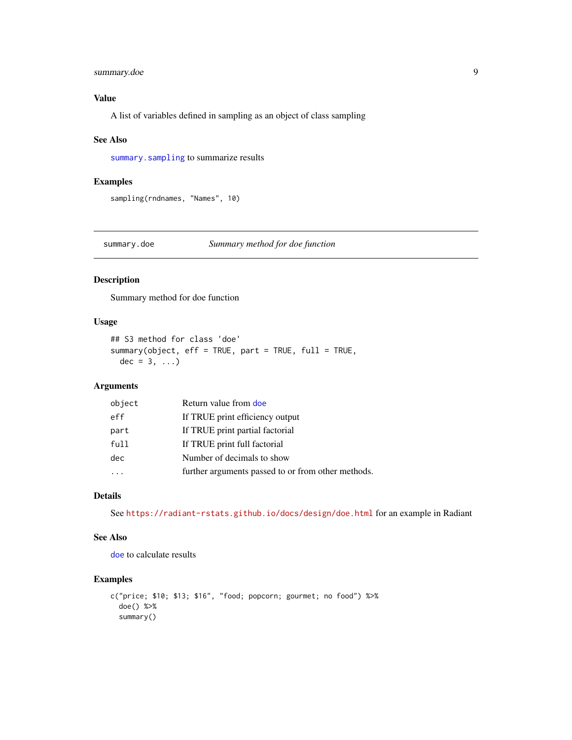### Value

A list of variables defined in sampling as an object of class sampling

### See Also

`summary.sampling` to summarize results

### Examples

```
sampling(rndnames, "Names", 10)
```

---

## summary.doe — *Summary method for doe function*

### Description

Summary method for doe function

### Usage

```
## S3 method for class 'doe'
summary(object, eff = TRUE, part = TRUE, full = TRUE,
  dec = 3, ...)
```

### Arguments

| | |
|---|---|
| `object` | Return value from `doe` |
| `eff` | If TRUE print efficiency output |
| `part` | If TRUE print partial factorial |
| `full` | If TRUE print full factorial |
| `dec` | Number of decimals to show |
| `...` | further arguments passed to or from other methods. |

### Details

See https://radiant-rstats.github.io/docs/design/doe.html for an example in Radiant

### See Also

`doe` to calculate results

### Examples

```
c("price; $10; $13; $16", "food; popcorn; gourmet; no food") %>%
  doe() %>%
  summary()
```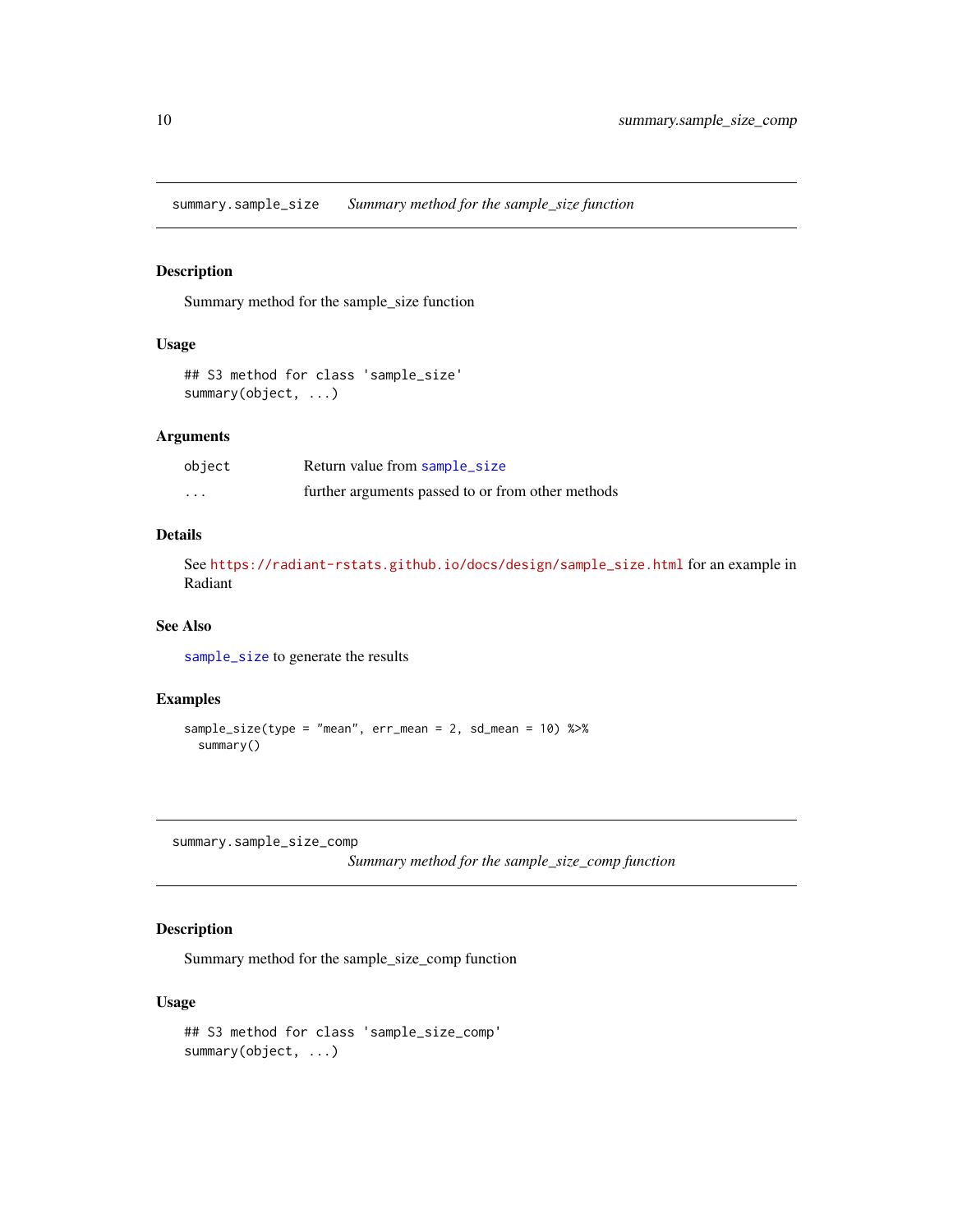## summary.sample_size — *Summary method for the sample_size function*

### Description

Summary method for the sample_size function

### Usage

```
## S3 method for class 'sample_size'
summary(object, ...)
```

### Arguments

| | |
|---|---|
| object | Return value from sample_size |
| ... | further arguments passed to or from other methods |

### Details

See https://radiant-rstats.github.io/docs/design/sample_size.html for an example in Radiant

### See Also

sample_size to generate the results

### Examples

```
sample_size(type = "mean", err_mean = 2, sd_mean = 10) %>%
  summary()
```

## summary.sample_size_comp — *Summary method for the sample_size_comp function*

### Description

Summary method for the sample_size_comp function

### Usage

```
## S3 method for class 'sample_size_comp'
summary(object, ...)
```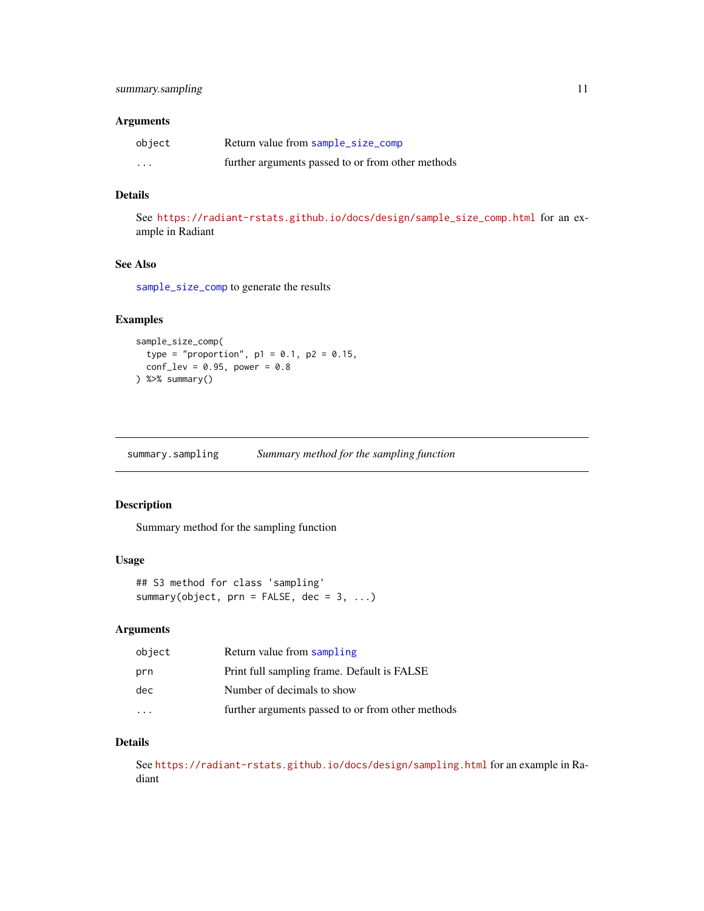### Arguments

| | |
|---|---|
| object | Return value from sample_size_comp |
| ... | further arguments passed to or from other methods |

### Details

See https://radiant-rstats.github.io/docs/design/sample_size_comp.html for an example in Radiant

### See Also

sample_size_comp to generate the results

### Examples

```
sample_size_comp(
  type = "proportion", p1 = 0.1, p2 = 0.15,
  conf_lev = 0.95, power = 0.8
) %>% summary()
```

---

## summary.sampling    *Summary method for the sampling function*

### Description

Summary method for the sampling function

### Usage

```
## S3 method for class 'sampling'
summary(object, prn = FALSE, dec = 3, ...)
```

### Arguments

| | |
|---|---|
| object | Return value from sampling |
| prn | Print full sampling frame. Default is FALSE |
| dec | Number of decimals to show |
| ... | further arguments passed to or from other methods |

### Details

See https://radiant-rstats.github.io/docs/design/sampling.html for an example in Radiant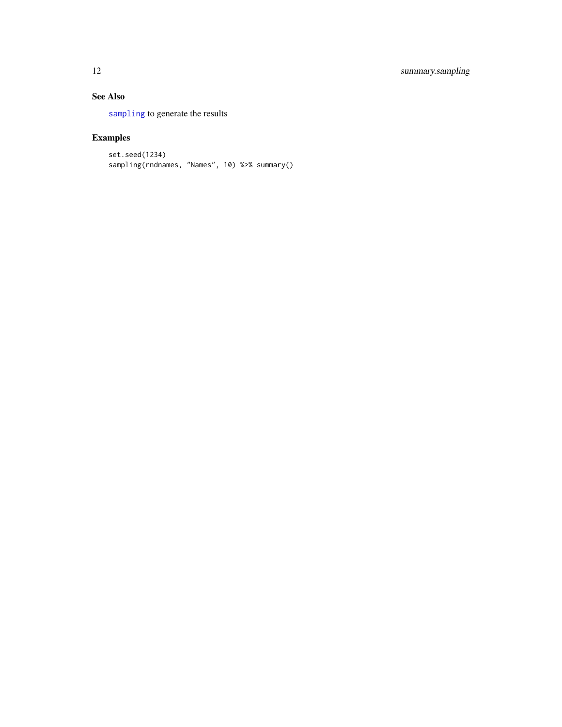## See Also

sampling to generate the results

## Examples

```
set.seed(1234)
sampling(rndnames, "Names", 10) %>% summary()
```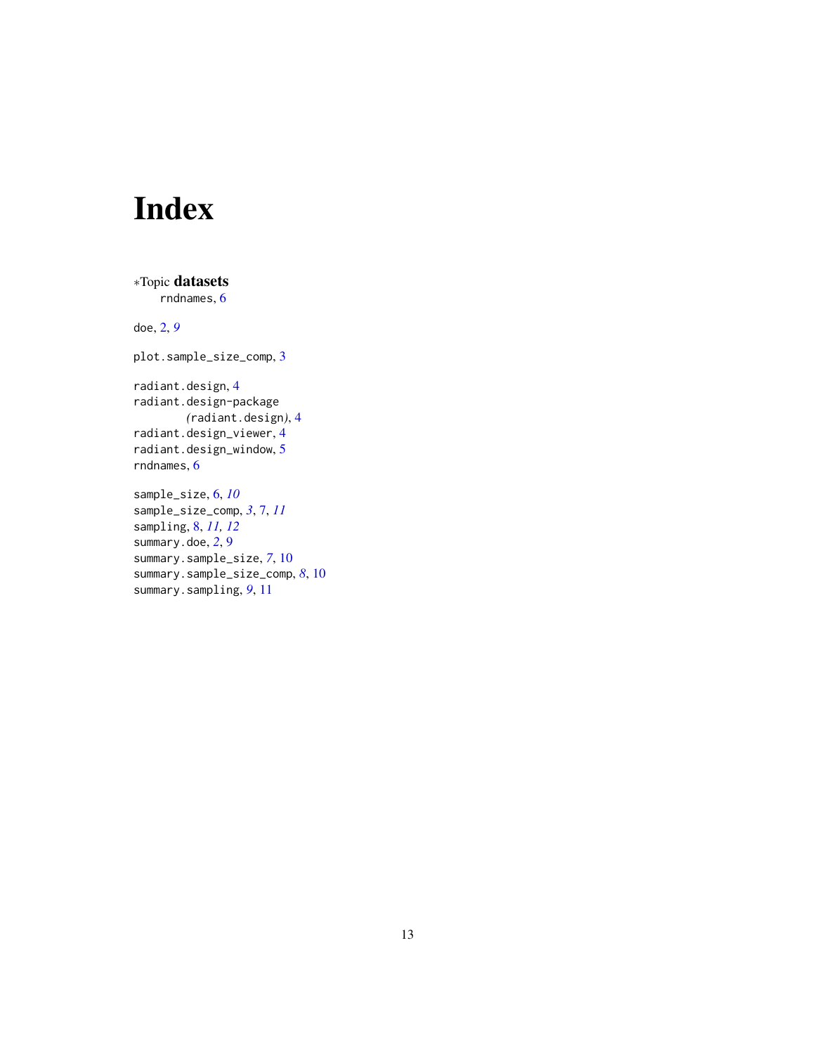# Index

∗Topic **datasets**
    rndnames, 6

doe, 2, *9*

plot.sample_size_comp, 3

radiant.design, 4
radiant.design-package
        (radiant.design), 4
radiant.design_viewer, 4
radiant.design_window, 5
rndnames, 6

sample_size, 6, *10*
sample_size_comp, *3*, 7, *11*
sampling, 8, *11*, *12*
summary.doe, *2*, 9
summary.sample_size, *7*, 10
summary.sample_size_comp, *8*, 10
summary.sampling, *9*, 11